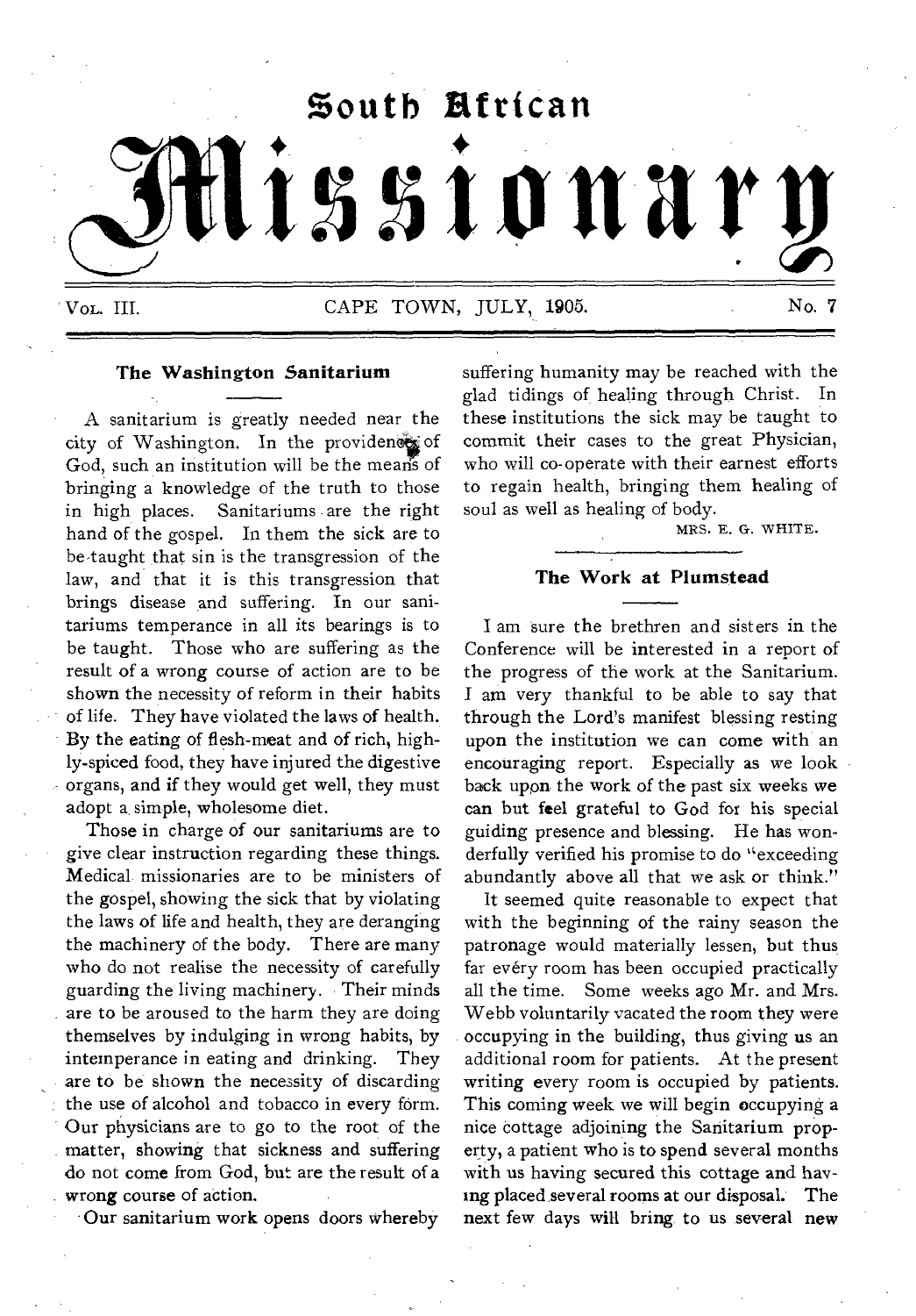# South African Missionary

Vol. III. CAPE TOWN, JULY, 1905. No. 7

## The Washington Sanitarium

A sanitarium is greatly needed near the city of Washington. In the providence of God, such an institution will be the means of bringing a knowledge of the truth to those in high places. Sanitariums are the right hand of the gospel. In them the sick are to be taught that sin is the transgression of the law, and that it is this transgression that brings disease and suffering. In our sanitariums temperance in all its bearings is to be taught. Those who are suffering as the result of a wrong course of action are to be shown the necessity of reform in their habits of life. They have violated the laws of health. By the eating of flesh-meat and of rich, highly-spiced food, they have injured the digestive organs, and if they would get well, they must adopt a simple, wholesome diet.

Those in charge of our sanitariums are to give clear instruction regarding these things. Medical missionaries are to be ministers of the gospel, showing the sick that by violating the laws of life and health, they are deranging the machinery of the body. There are many who do not realise the necessity of carefully guarding the living machinery. Their minds are to be aroused to the harm they are doing themselves by indulging in wrong habits, by intemperance in eating and drinking. They are to be shown the necessity of discarding the use of alcohol and tobacco in every form. Our physicians are to go to the root of the matter, showing that sickness and suffering do not come from God, but are the result of a wrong course of action.

Our sanitarium work opens doors whereby suffering humanity may be reached with the glad tidings of healing through Christ. In these institutions the sick may be taught to commit their cases to the great Physician, who will co-operate with their earnest efforts to regain health, bringing them healing of soul as well as healing of body.

MRS. E. G. WHITE.

## The Work at Plumstead

I am sure the brethren and sisters in the Conference will be interested in a report of the progress of the work at the Sanitarium. I am very thankful to be able to say that through the Lord's manifest blessing resting upon the institution we can come with an encouraging report. Especially as we look back upon the work of the past six weeks we can but feel grateful to God for his special guiding presence and blessing. He has wonderfully verified his promise to do "exceeding abundantly above all that we ask or think."

It seemed quite reasonable to expect that with the beginning of the rainy season the patronage would materially lessen, but thus far every room has been occupied practically all the time. Some weeks ago Mr. and Mrs. Webb voluntarily vacated the room they were occupying in the building, thus giving us an additional room for patients. At the present writing every room is occupied by patients. This coming week we will begin occupying a nice cottage adjoining the Sanitarium property, a patient who is to spend several months with us having secured this cottage and having placed several rooms at our disposal. The next few days will bring to us several new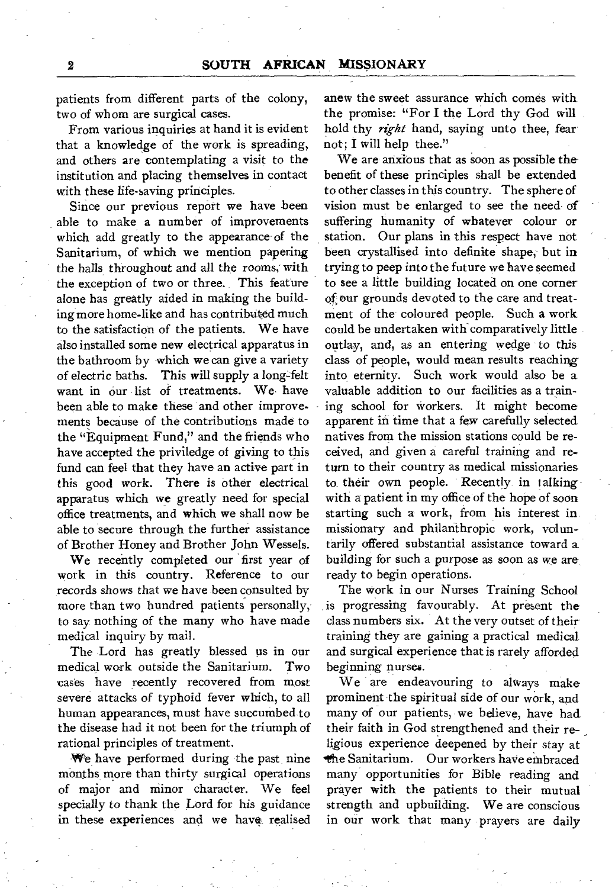patients from different parts of the colony, two of whom are surgical cases.

From various inquiries at hand it is evident that a knowledge of the work is spreading, and others are contemplating a visit to the institution and placing themselves in contact with these life-saving principles.

Since our previous report we have been able to make a number of improvements which add greatly to the appearance of the Sanitarium, of which we mention papering the halls throughout and all the rooms, with the exception of two or three. This feature alone has greatly aided in making the building more home-like and has contributed much to the satisfaction of the patients. We have also installed some new electrical apparatus in the bathroom by which we can give a variety of electric baths. This will supply a long-felt want in our list of treatments. We have been able to make these and other improvements because of the contributions made to the "Equipment Fund," and the friends who have accepted the priviledge of giving to this fund can feel that they have an active part in this good work. There is other electrical apparatus which we greatly need for special office treatments, and which we shall now be able to secure through the further assistance of Brother Honey and Brother John Wessels.

We recently completed our first year of work in this country. Reference to our records shows that we have been consulted by more than two hundred patients personally, to say nothing of the many who have made medical inquiry by mail.

The Lord has greatly blessed us in our medical work outside the Sanitarium. Two cases have recently recovered from most severe attacks of typhoid fever which, to all human appearances, must have succumbed to the disease had it not been for the triumph of rational principles of treatment.

We have performed during the past nine months more than thirty surgical operations of major and minor character. We feel specially to thank the Lord for his guidance in these experiences and we have realised anew the sweet assurance which comes with the promise: "For I the Lord thy God will hold thy *right* hand, saying unto thee, fear not; I will help thee."

We are anxious that as soon as possible the benefit of these principles shall be extended to other classes in this country. The sphere of vision must be enlarged to see the need of suffering humanity of whatever colour or station. Our plans in this respect have not been crystallised into definite shape, but in trying to peep into the future we have seemed to see a little building located on one corner of our grounds devoted to the care and treatment of the coloured people. Such a work could be undertaken with comparatively little outlay, and, as an entering wedge to this class of people, would mean results reaching into eternity. Such work would also be a valuable addition to our facilities as a training school for workers. It might become apparent in time that a few carefully selected natives from the mission stations could be received, and given a careful training and return to their country as medical missionaries to their own people. Recently in talking with a patient in my office of the hope of soon starting such a work, from his interest in missionary and philanthropic work, voluntarily offered substantial assistance toward a building for such a purpose as soon as we are ready to begin operations.

The work in our Nurses Training School is progressing favourably. At present the class numbers six. At the very outset of their training they are gaining a practical medical and surgical experience that is rarely afforded beginning nurses.

We are endeavouring to always make prominent the spiritual side of our work, and many of our patients, we believe, have had their faith in God strengthened and their religious experience deepened by their stay at the Sanitarium. Our workers have embraced many opportunities for Bible reading and prayer with the patients to their mutual strength and upbuilding. We are conscious in our work that many prayers are daily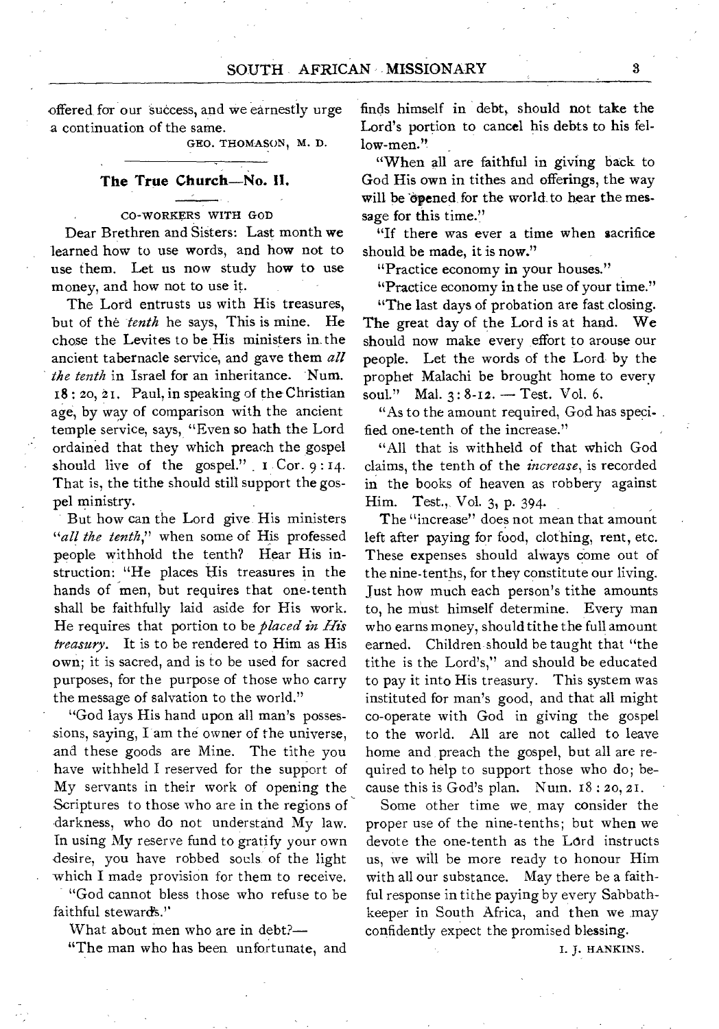offered for our success, and we earnestly urge a continuation of the same.

GEO. THOMASON, M. D.

## The True Church—No. II.

CO-WORKERS WITH GOD

Dear Brethren and Sisters: Last month we learned how to use words, and how not to use them. Let us now study how to use money, and how not to use it.

The Lord entrusts us with His treasures, but of the *tenth* he says, This is mine. He chose the Levites to be His ministers in the ancient tabernacle service, and gave them *all the tenth* in Israel for an inheritance. Num. 18: 20, 21. Paul, in speaking of the Christian age, by way of comparison with the ancient temple service, says, "Even so hath the Lord ordained that they which preach the gospel should live of the gospel." 1 Cor. 9: 14. That is, the tithe should still support the gospel ministry.

But how can the Lord give His ministers "*all the tenth*," when some of His professed people withhold the tenth? Hear His instruction: "He places His treasures in the hands of men, but requires that one-tenth shall be faithfully laid aside for His work. He requires that portion to be *placed in His treasury*. It is to be rendered to Him as His own; it is sacred, and is to be used for sacred purposes, for the purpose of those who carry the message of salvation to the world."

"God lays His hand upon all man's possessions, saying, I am the owner of the universe, and these goods are Mine. The tithe you have withheld I reserved for the support of My servants in their work of opening the Scriptures to those who are in the regions of darkness, who do not understand My law. In using My reserve fund to gratify your own desire, you have robbed souls of the light which I made provision for them to receive.

"God cannot bless those who refuse to be faithful stewards."

What about men who are in debt?—

"The man who has been unfortunate, and finds himself in debt, should not take the Lord's portion to cancel his debts to his fellow-men."

"When all are faithful in giving back to God His own in tithes and offerings, the way will be opened for the world to hear the message for this time."

"If there was ever a time when sacrifice should be made, it is now."

"Practice economy in your houses."

"Practice economy in the use of your time."

"The last days of probation are fast closing. The great day of the Lord is at hand. We should now make every effort to arouse our people. Let the words of the Lord by the prophet Malachi be brought home to every soul." Mal. 3: 8-12. — Test. Vol. 6.

"As to the amount required, God has specified one-tenth of the increase."

"All that is withheld of that which God claims, the tenth of the *increase*, is recorded in the books of heaven as robbery against Him. Test., Vol. 3, p. 394.

The "increase" does not mean that amount left after paying for food, clothing, rent, etc. These expenses should always come out of the nine-tenths, for they constitute our living. Just how much each person's tithe amounts to, he must himself determine. Every man who earns money, should tithe the full amount earned. Children should be taught that "the tithe is the Lord's," and should be educated to pay it into His treasury. This system was instituted for man's good, and that all might co-operate with God in giving the gospel to the world. All are not called to leave home and preach the gospel, but all are required to help to support those who do; because this is God's plan. Num. 18: 20, 21.

Some other time we may consider the proper use of the nine-tenths; but when we devote the one-tenth as the Lord instructs us, we will be more ready to honour Him with all our substance. May there be a faithful response in tithe paying by every Sabbath-keeper in South Africa, and then we may confidently expect the promised blessing.

I. J. HANKINS.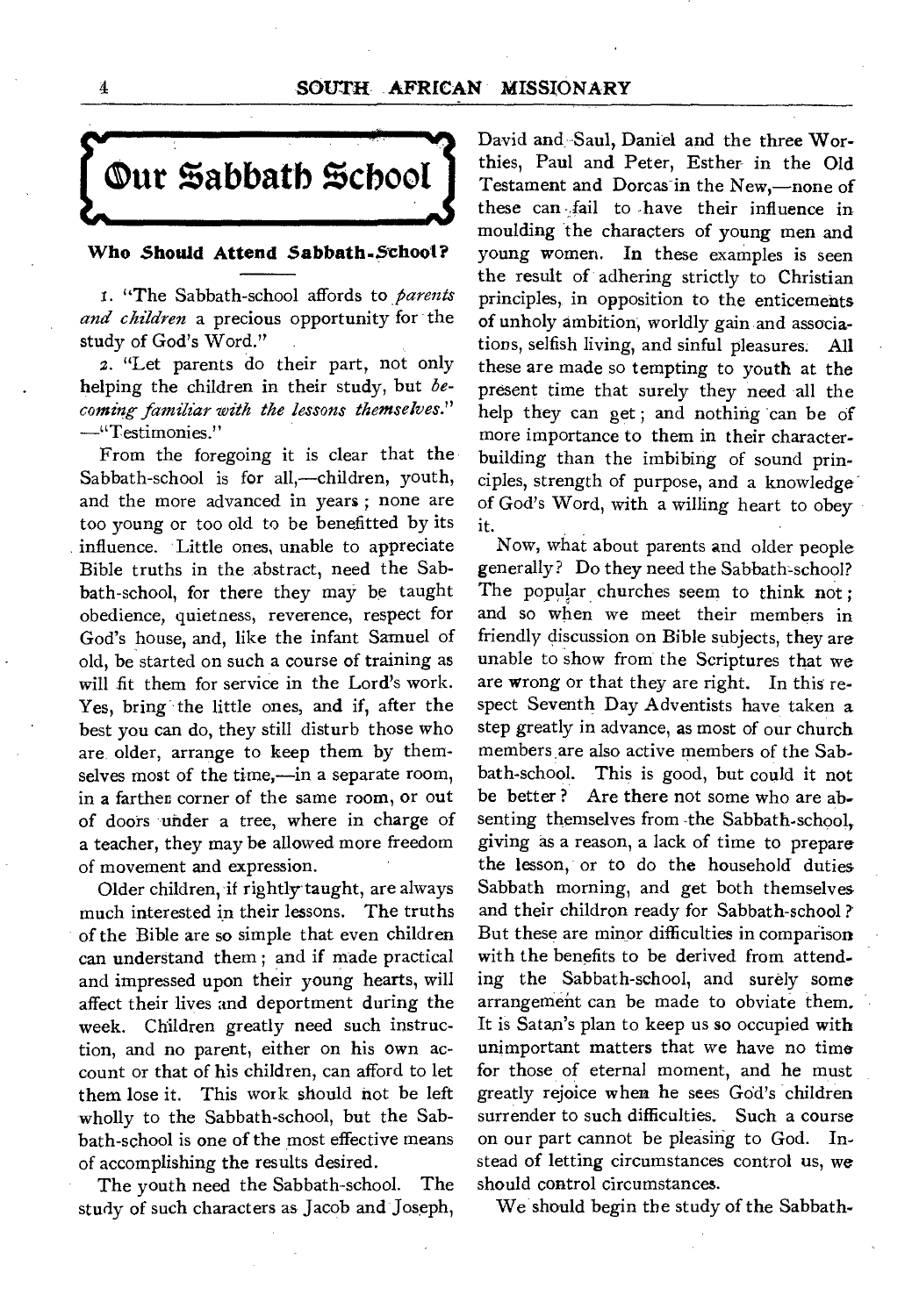# Our Sabbath School

### Who Should Attend Sabbath-School?

1. "The Sabbath-school affords to *parents and children* a precious opportunity for the study of God's Word."

2. "Let parents do their part, not only helping the children in their study, but *becoming familiar with the lessons themselves.*" —"Testimonies."

From the foregoing it is clear that the Sabbath-school is for all,—children, youth, and the more advanced in years; none are too young or too old to be benefitted by its influence. Little ones, unable to appreciate Bible truths in the abstract, need the Sabbath-school, for there they may be taught obedience, quietness, reverence, respect for God's house, and, like the infant Samuel of old, be started on such a course of training as will fit them for service in the Lord's work. Yes, bring the little ones, and if, after the best you can do, they still disturb those who are older, arrange to keep them by themselves most of the time,—in a separate room, in a farther corner of the same room, or out of doors under a tree, where in charge of a teacher, they may be allowed more freedom of movement and expression.

Older children, if rightly taught, are always much interested in their lessons. The truths of the Bible are so simple that even children can understand them; and if made practical and impressed upon their young hearts, will affect their lives and deportment during the week. Children greatly need such instruction, and no parent, either on his own account or that of his children, can afford to let them lose it. This work should not be left wholly to the Sabbath-school, but the Sabbath-school is one of the most effective means of accomplishing the results desired.

The youth need the Sabbath-school. The study of such characters as Jacob and Joseph, David and Saul, Daniel and the three Worthies, Paul and Peter, Esther in the Old Testament and Dorcas in the New,—none of these can fail to have their influence in moulding the characters of young men and young women. In these examples is seen the result of adhering strictly to Christian principles, in opposition to the enticements of unholy ambition, worldly gain and associations, selfish living, and sinful pleasures. All these are made so tempting to youth at the present time that surely they need all the help they can get; and nothing can be of more importance to them in their character-building than the imbibing of sound principles, strength of purpose, and a knowledge of God's Word, with a willing heart to obey it.

Now, what about parents and older people generally? Do they need the Sabbath-school? The popular churches seem to think not; and so when we meet their members in friendly discussion on Bible subjects, they are unable to show from the Scriptures that we are wrong or that they are right. In this respect Seventh Day Adventists have taken a step greatly in advance, as most of our church members are also active members of the Sabbath-school. This is good, but could it not be better? Are there not some who are absenting themselves from the Sabbath-school, giving as a reason, a lack of time to prepare the lesson, or to do the household duties Sabbath morning, and get both themselves and their children ready for Sabbath-school? But these are minor difficulties in comparison with the benefits to be derived from attending the Sabbath-school, and surely some arrangement can be made to obviate them. It is Satan's plan to keep us so occupied with unimportant matters that we have no time for those of eternal moment, and he must greatly rejoice when he sees God's children surrender to such difficulties. Such a course on our part cannot be pleasing to God. Instead of letting circumstances control us, we should control circumstances.

We should begin the study of the Sabbath-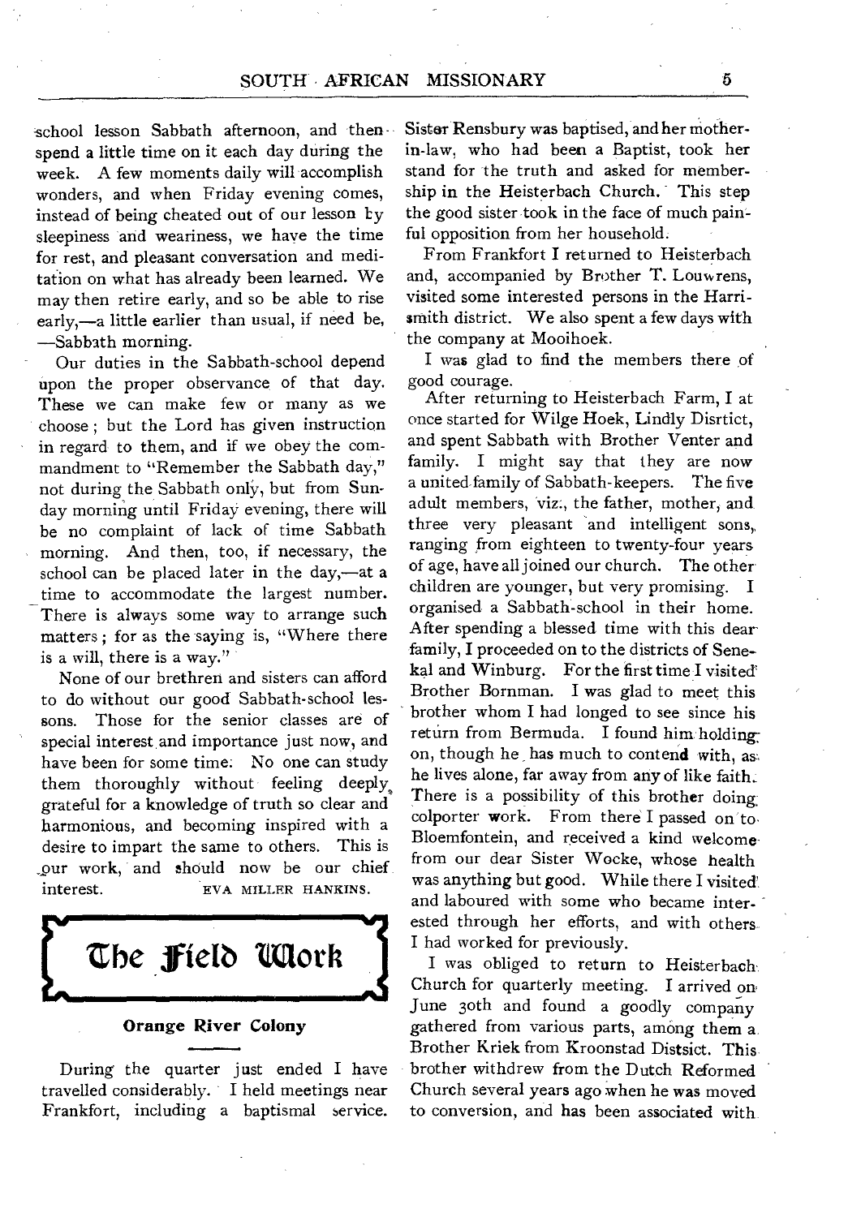school lesson Sabbath afternoon, and then spend a little time on it each day during the week. A few moments daily will accomplish wonders, and when Friday evening comes, instead of being cheated out of our lesson by sleepiness and weariness, we have the time for rest, and pleasant conversation and meditation on what has already been learned. We may then retire early, and so be able to rise early,—a little earlier than usual, if need be, —Sabbath morning.

Our duties in the Sabbath-school depend upon the proper observance of that day. These we can make few or many as we choose; but the Lord has given instruction in regard to them, and if we obey the commandment to "Remember the Sabbath day," not during the Sabbath only, but from Sunday morning until Friday evening, there will be no complaint of lack of time Sabbath morning. And then, too, if necessary, the school can be placed later in the day,—at a time to accommodate the largest number. There is always some way to arrange such matters; for as the saying is, "Where there is a will, there is a way."

None of our brethren and sisters can afford to do without our good Sabbath-school lessons. Those for the senior classes are of special interest and importance just now, and have been for some time. No one can study them thoroughly without feeling deeply grateful for a knowledge of truth so clear and harmonious, and becoming inspired with a desire to impart the same to others. This is our work, and should now be our chief interest.

EVA MILLER HANKINS.

# The Field Work

### Orange River Colony

During the quarter just ended I have travelled considerably. I held meetings near Frankfort, including a baptismal service. Sister Rensbury was baptised, and her mother-in-law, who had been a Baptist, took her stand for the truth and asked for membership in the Heisterbach Church. This step the good sister took in the face of much painful opposition from her household.

From Frankfort I returned to Heisterbach and, accompanied by Brother T. Louwrens, visited some interested persons in the Harrismith district. We also spent a few days with the company at Mooihoek.

I was glad to find the members there of good courage.

After returning to Heisterbach Farm, I at once started for Wilge Hoek, Lindly Disrtict, and spent Sabbath with Brother Venter and family. I might say that they are now a united family of Sabbath-keepers. The five adult members, viz., the father, mother, and three very pleasant and intelligent sons, ranging from eighteen to twenty-four years of age, have all joined our church. The other children are younger, but very promising. I organised a Sabbath-school in their home. After spending a blessed time with this dear family, I proceeded on to the districts of Senekal and Winburg. For the first time I visited Brother Bornman. I was glad to meet this brother whom I had longed to see since his return from Bermuda. I found him holding on, though he has much to contend with, as he lives alone, far away from any of like faith. There is a possibility of this brother doing colporter work. From there I passed on to Bloemfontein, and received a kind welcome from our dear Sister Wocke, whose health was anything but good. While there I visited and laboured with some who became interested through her efforts, and with others I had worked for previously.

I was obliged to return to Heisterbach Church for quarterly meeting. I arrived on June 30th and found a goodly company gathered from various parts, among them a Brother Kriek from Kroonstad Distsict. This brother withdrew from the Dutch Reformed Church several years ago when he was moved to conversion, and has been associated with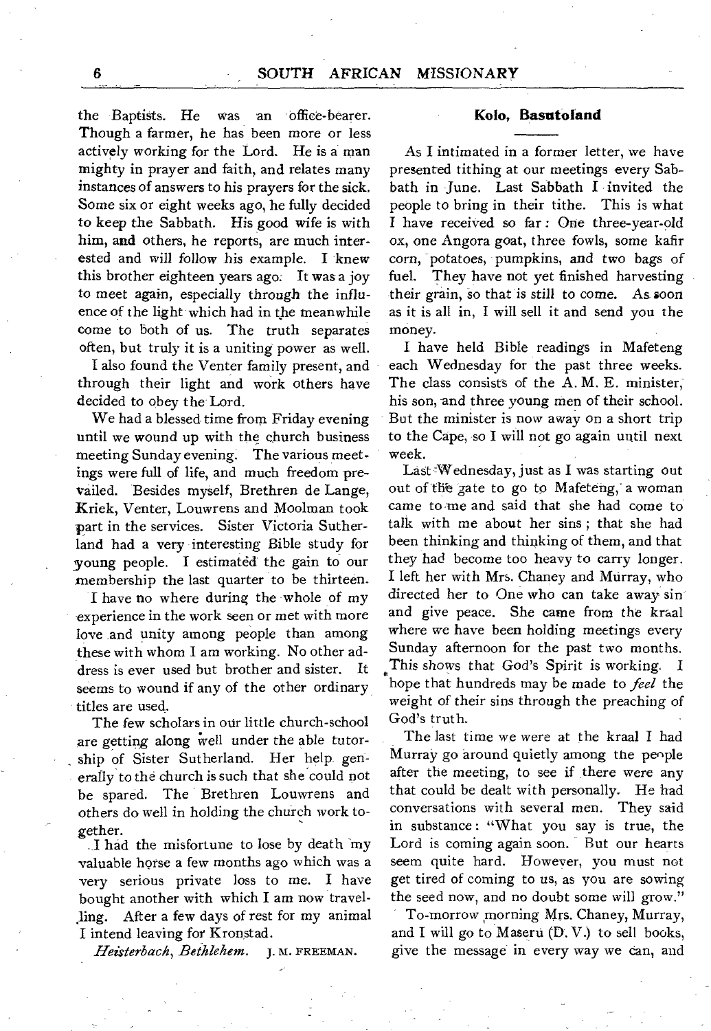the Baptists. He was an office-bearer. Though a farmer, he has been more or less actively working for the Lord. He is a man mighty in prayer and faith, and relates many instances of answers to his prayers for the sick. Some six or eight weeks ago, he fully decided to keep the Sabbath. His good wife is with him, and others, he reports, are much interested and will follow his example. I knew this brother eighteen years ago. It was a joy to meet again, especially through the influence of the light which had in the meanwhile come to both of us. The truth separates often, but truly it is a uniting power as well.

I also found the Venter family present, and through their light and work others have decided to obey the Lord.

We had a blessed time from Friday evening until we wound up with the church business meeting Sunday evening. The various meetings were full of life, and much freedom prevailed. Besides myself, Brethren de Lange, Kriek, Venter, Louwrens and Moolman took part in the services. Sister Victoria Sutherland had a very interesting Bible study for young people. I estimated the gain to our membership the last quarter to be thirteen.

I have no where during the whole of my experience in the work seen or met with more love and unity among people than among these with whom I am working. No other address is ever used but brother and sister. It seems to wound if any of the other ordinary titles are used.

The few scholars in our little church-school are getting along well under the able tutorship of Sister Sutherland. Her help generally to the church is such that she could not be spared. The Brethren Louwrens and others do well in holding the church work together.

I had the misfortune to lose by death my valuable horse a few months ago which was a very serious private loss to me. I have bought another with which I am now travelling. After a few days of rest for my animal I intend leaving for Kronstad.

*Heisterbach, Bethlehem.* J. M. FREEMAN.

### Kolo, Basutoland

As I intimated in a former letter, we have presented tithing at our meetings every Sabbath in June. Last Sabbath I invited the people to bring in their tithe. This is what I have received so far: One three-year-old ox, one Angora goat, three fowls, some kafir corn, potatoes, pumpkins, and two bags of fuel. They have not yet finished harvesting their grain, so that is still to come. As soon as it is all in, I will sell it and send you the money.

I have held Bible readings in Mafeteng each Wednesday for the past three weeks. The class consists of the A. M. E. minister, his son, and three young men of their school. But the minister is now away on a short trip to the Cape, so I will not go again until next week.

Last Wednesday, just as I was starting out out of the gate to go to Mafeteng, a woman came to me and said that she had come to talk with me about her sins; that she had been thinking and thinking of them, and that they had become too heavy to carry longer. I left her with Mrs. Chaney and Murray, who directed her to One who can take away sin and give peace. She came from the kraal where we have been holding meetings every Sunday afternoon for the past two months. This shows that God's Spirit is working. I hope that hundreds may be made to *feel* the weight of their sins through the preaching of God's truth.

The last time we were at the kraal I had Murray go around quietly among the people after the meeting, to see if there were any that could be dealt with personally. He had conversations with several men. They said in substance: "What you say is true, the Lord is coming again soon. But our hearts seem quite hard. However, you must not get tired of coming to us, as you are sowing the seed now, and no doubt some will grow."

To-morrow morning Mrs. Chaney, Murray, and I will go to Maseru (D. V.) to sell books, give the message in every way we can, and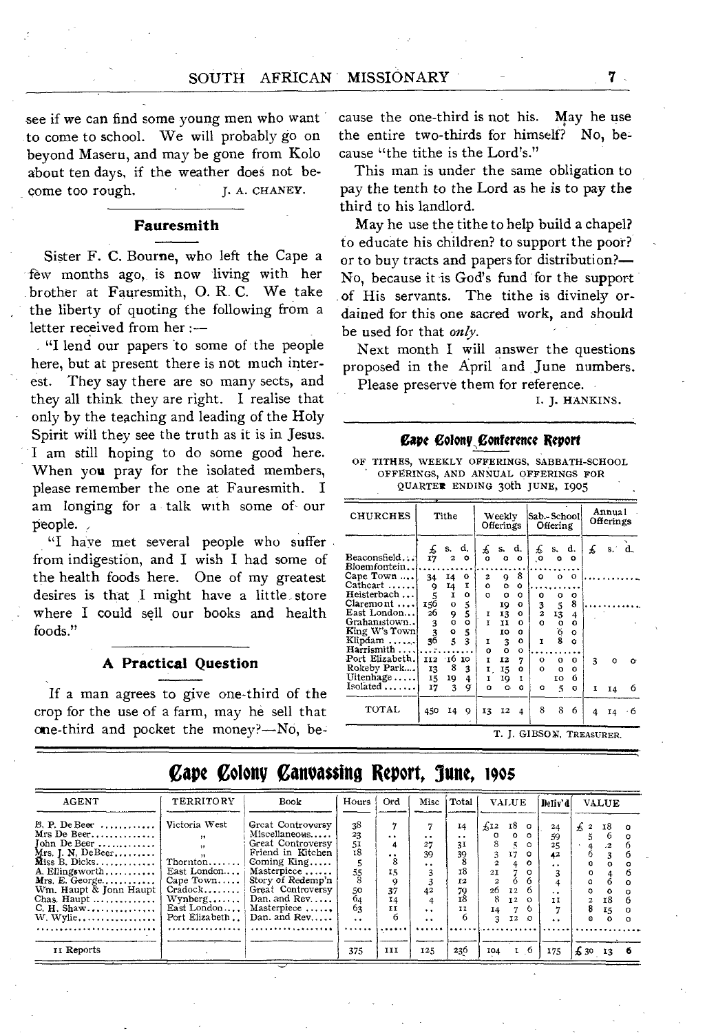see if we can find some young men who want to come to school. We will probably go on beyond Maseru, and may be gone from Kolo about ten days, if the weather does not become too rough.

J. A. CHANEY.

## Fauresmith

Sister F. C. Bourne, who left the Cape a few months ago, is now living with her brother at Fauresmith, O. R. C. We take the liberty of quoting the following from a letter received from her :—

"I lend our papers to some of the people here, but at present there is not much interest. They say there are so many sects, and they all think they are right. I realise that only by the teaching and leading of the Holy Spirit will they see the truth as it is in Jesus. I am still hoping to do some good here. When you pray for the isolated members, please remember the one at Fauresmith. I am longing for a talk with some of our people.

"I have met several people who suffer from indigestion, and I wish I had some of the health foods here. One of my greatest desires is that I might have a little store where I could sell our books and health foods."

## A Practical Question

If a man agrees to give one-third of the crop for the use of a farm, may he sell that one-third and pocket the money?—No, because the one-third is not his. May he use the entire two-thirds for himself? No, because "the tithe is the Lord's."

This man is under the same obligation to pay the tenth to the Lord as he is to pay the third to his landlord.

May he use the tithe to help build a chapel? to educate his children? to support the poor? or to buy tracts and papers for distribution?—No, because it is God's fund for the support of His servants. The tithe is divinely ordained for this one sacred work, and should be used for that *only*.

Next month I will answer the questions proposed in the April and June numbers. Please preserve them for reference.

I. J. HANKINS.

## Cape Colony Conference Report

OF TITHES, WEEKLY OFFERINGS, SABBATH-SCHOOL OFFERINGS, AND ANNUAL OFFERINGS FOR QUARTER ENDING 30th JUNE, 1905

| CHURCHES | Tithe | | | Weekly Offerings | | | Sab.-School Offering | | | Annual Offerings | | |
|---|---|---|---|---|---|---|---|---|---|---|---|---|
| | £ | s. | d. | £ | s. | d. | £ | s. | d. | £ | s. | d. |
| Beaconsfield | 17 | 2 | 0 | 0 | 0 | 0 | 0 | 0 | 0 | | | |
| Bloemfontein | | | | | | | | | | | | |
| Cape Town | 34 | 14 | 0 | 2 | 9 | 8 | 0 | 0 | 0 | | | |
| Cathcart | 9 | 14 | 1 | 0 | 0 | 0 | | | | | | |
| Heisterbach | 5 | 1 | 0 | 0 | 0 | 0 | 0 | 0 | 0 | | | |
| Claremont | 156 | 0 | 5 | | 19 | 0 | 3 | 5 | 8 | | | |
| East London | 26 | 9 | 5 | 1 | 13 | 0 | 2 | 13 | 4 | | | |
| Grahamstown | 3 | 0 | 0 | 1 | 11 | 0 | 0 | 0 | 0 | | | |
| King W's Town | 3 | 0 | 5 | | 10 | 0 | | 6 | 0 | | | |
| Klipdam | 36 | 5 | 3 | 1 | 3 | 0 | 1 | 8 | 0 | | | |
| Harrismith | | | | 0 | 0 | 0 | | | | | | |
| Port Elizabeth | 112 | 16 | 10 | 1 | 12 | 7 | 0 | 0 | 0 | 3 | 0 | 0 |
| Rokeby Park | 13 | 8 | 3 | 1 | 15 | 0 | 0 | 0 | 0 | | | |
| Uitenhage | 15 | 19 | 4 | 1 | 19 | 1 | | 10 | 6 | | | |
| Isolated | 17 | 3 | 9 | 0 | 0 | 0 | 0 | 5 | 0 | 1 | 14 | 6 |
| TOTAL | 450 | 14 | 9 | 13 | 12 | 4 | 8 | 8 | 6 | 4 | 14 | 6 |

T. J. GIBSON, TREASURER.

## Cape Colony Canvassing Report, June, 1905

| AGENT | TERRITORY | Book | Hours | Ord | Misc | Total | VALUE | | | Deliv'd | VALUE | | |
|---|---|---|---|---|---|---|---|---|---|---|---|---|---|
| B. P. De Beer | Victoria West | Great Controversy | 38 | 7 | 7 | 14 | £12 | 18 | 0 | 24 | £2 | 18 | 0 |
| Mrs De Beer | " | Miscellaneous | 23 | .. | .. | .. | 0 | 0 | 0 | 59 | 5 | 6 | 0 |
| John De Beer | " | Great Controversy | 51 | 4 | 27 | 31 | 8 | 5 | 0 | 25 | 4 | 2 | 6 |
| Mrs. J. N. DeBeer | " | Friend in Kitchen | 18 | .. | 39 | 39 | 3 | 17 | 0 | 42 | 6 | 3 | 6 |
| Miss B. Dicks | Thornton | Coming King | 5 | 8 | .. | 8 | 2 | 4 | 0 | .. | 0 | 0 | 0 |
| A. Ellingsworth | East London | Masterpiece | 55 | 15 | 3 | 18 | 21 | 7 | 0 | 3 | 0 | 4 | 6 |
| Mrs. E. George | Cape Town | Story of Redemp'n | 8 | 9 | 3 | 12 | 2 | 6 | 6 | 4 | 0 | 6 | 0 |
| Wm. Haupt & Jonn Haupt | Cradock | Great Controversy | 50 | 37 | 42 | 79 | 26 | 12 | 6 | .. | 0 | 0 | 0 |
| Chas. Haupt | Wynberg | Dan. and Rev. | 64 | 14 | 4 | 18 | 8 | 12 | 0 | 11 | 2 | 18 | 6 |
| C. H. Shaw | East London | Masterpiece | 63 | 11 | .. | 11 | 14 | 7 | 6 | 7 | 8 | 15 | 0 |
| W. Wylie | Port Elizabeth | Dan. and Rev. | .. | 6 | .. | 6 | 3 | 12 | 0 | .. | 0 | 0 | 0 |
| 11 Reports | | | 375 | 111 | 125 | 236 | 104 | 1 | 6 | 175 | £30 | 13 | 6 |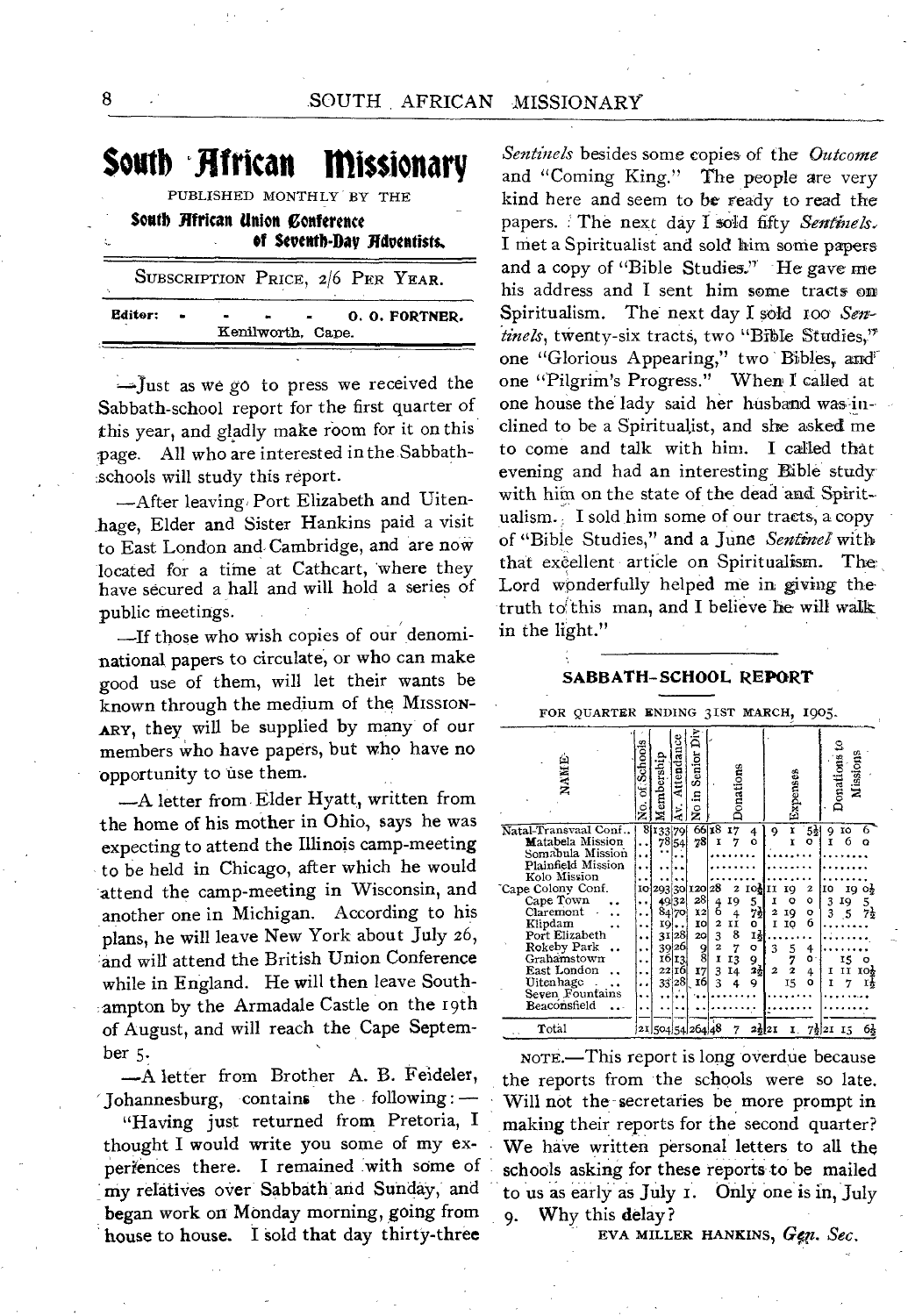# South African Missionary

PUBLISHED MONTHLY BY THE

**South African Union Conference of Seventh-Day Adventists.**

SUBSCRIPTION PRICE, 2/6 PER YEAR.

**Editor:** - - - - - O. O. FORTNER.
Kenilworth, Cape.

—Just as we go to press we received the Sabbath-school report for the first quarter of this year, and gladly make room for it on this page. All who are interested in the Sabbath-schools will study this report.

—After leaving Port Elizabeth and Uitenhage, Elder and Sister Hankins paid a visit to East London and Cambridge, and are now located for a time at Cathcart, where they have secured a hall and will hold a series of public meetings.

—If those who wish copies of our denominational papers to circulate, or who can make good use of them, will let their wants be known through the medium of the MISSIONARY, they will be supplied by many of our members who have papers, but who have no opportunity to use them.

—A letter from Elder Hyatt, written from the home of his mother in Ohio, says he was expecting to attend the Illinois camp-meeting to be held in Chicago, after which he would attend the camp-meeting in Wisconsin, and another one in Michigan. According to his plans, he will leave New York about July 26, and will attend the British Union Conference while in England. He will then leave Southampton by the Armadale Castle on the 19th of August, and will reach the Cape September 5.

—A letter from Brother A. B. Feideler, Johannesburg, contains the following:—

"Having just returned from Pretoria, I thought I would write you some of my experiences there. I remained with some of my relatives over Sabbath and Sunday, and began work on Monday morning, going from house to house. I sold that day thirty-three *Sentinels* besides some copies of the *Outcome* and "Coming King." The people are very kind here and seem to be ready to read the papers. The next day I sold fifty *Sentinels*. I met a Spiritualist and sold him some papers and a copy of "Bible Studies." He gave me his address and I sent him some tracts on Spiritualism. The next day I sold 100 *Sentinels*, twenty-six tracts, two "Bible Studies," one "Glorious Appearing," two Bibles, and one "Pilgrim's Progress." When I called at one house the lady said her husband was inclined to be a Spiritualist, and she asked me to come and talk with him. I called that evening and had an interesting Bible study with him on the state of the dead and Spiritualism. I sold him some of our tracts, a copy of "Bible Studies," and a June *Sentinel* with that excellent article on Spiritualism. The Lord wonderfully helped me in giving the truth to this man, and I believe he will walk in the light."

## SABBATH-SCHOOL REPORT

FOR QUARTER ENDING 31ST MARCH, 1905.

| NAME | No. of Schools | Membership | Av. Attendance | No in Senior Div | Donations | Expenses | Donations to Missions |
|---|---|---|---|---|---|---|---|
| Natal-Transvaal Conf. | 8 | 133 | 79 | 66 | 18 17 4 | 9 1 5½ | 9 10 6 |
| Matabela Mission | .. | 78 | 54 | 78 | 1 7 0 | 1 0 | 1 6 0 |
| Somabula Mission | .. | .. | .. | | ........ | ........ | ........ |
| Plainfield Mission | .. | .. | .. | | ........ | ........ | ........ |
| Kolo Mission | .. | .. | .. | | ........ | ........ | ........ |
| Cape Colony Conf. | 10 | 293 | 30 | 120 | 28 2 10½ | 11 19 2 | 10 19 0½ |
| Cape Town | .. | 49 | 32 | 28 | 4 19 5 | 1 0 0 | 3 19 5 |
| Claremont | .. | 84 | 70 | 12 | 6 4 7½ | 2 19 0 | 3 5 7½ |
| Klipdam | .. | 19 | .. | 10 | 2 11 0 | 1 10 6 | ........ |
| Port Elizabeth | .. | 31 | 28 | 20 | 3 8 1½ | ........ | ........ |
| Rokeby Park | .. | 39 | 26 | 9 | 2 7 0 | 3 5 4 | ........ |
| Grahamstown | .. | 16 | 13 | 8 | 1 13 9 | 7 0 | ........ |
| East London | .. | 22 | 16 | 17 | 3 14 2½ | 2 2 4 | 1 11 10½ |
| Uitenhage | .. | 33 | 28 | 16 | 3 4 9 | 15 0 | 1 7 1½ |
| Seven Fountains | .. | .. | .. | .. | ........ | ........ | ........ |
| Beaconsfield | .. | .. | .. | .. | ........ | ........ | ........ |
| Total | 21 | 504 | 54 | 264 | 48 7 2½ | 21 1 7½ | 21 15 6½ |

NOTE.—This report is long overdue because the reports from the schools were so late. Will not the secretaries be more prompt in making their reports for the second quarter? We have written personal letters to all the schools asking for these reports to be mailed to us as early as July 1. Only one is in, July 9. Why this delay?

EVA MILLER HANKINS, *Gen. Sec.*